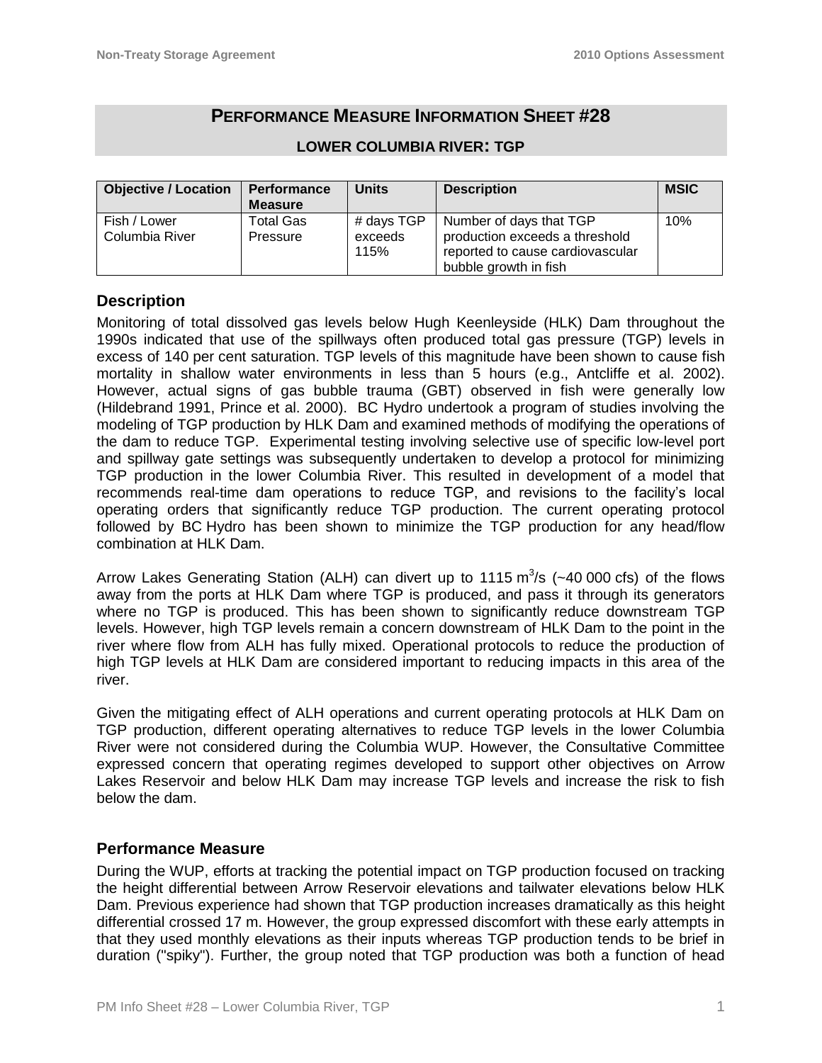# PERFORMANCE MEASURE INFORMATION SHEET #28

## LOWER COLUMBIA RIVER: TGP

| Objective / Location | Performance Measure | Units | Description | MSIC |
|---|---|---|---|---|
| Fish / Lower Columbia River | Total Gas Pressure | # days TGP exceeds 115% | Number of days that TGP production exceeds a threshold reported to cause cardiovascular bubble growth in fish | 10% |

### Description

Monitoring of total dissolved gas levels below Hugh Keenleyside (HLK) Dam throughout the 1990s indicated that use of the spillways often produced total gas pressure (TGP) levels in excess of 140 per cent saturation. TGP levels of this magnitude have been shown to cause fish mortality in shallow water environments in less than 5 hours (e.g., Antcliffe et al. 2002). However, actual signs of gas bubble trauma (GBT) observed in fish were generally low (Hildebrand 1991, Prince et al. 2000). BC Hydro undertook a program of studies involving the modeling of TGP production by HLK Dam and examined methods of modifying the operations of the dam to reduce TGP. Experimental testing involving selective use of specific low-level port and spillway gate settings was subsequently undertaken to develop a protocol for minimizing TGP production in the lower Columbia River. This resulted in development of a model that recommends real-time dam operations to reduce TGP, and revisions to the facility's local operating orders that significantly reduce TGP production. The current operating protocol followed by BC Hydro has been shown to minimize the TGP production for any head/flow combination at HLK Dam.

Arrow Lakes Generating Station (ALH) can divert up to 1115 $m^3/s$ (~40 000 cfs) of the flows away from the ports at HLK Dam where TGP is produced, and pass it through its generators where no TGP is produced. This has been shown to significantly reduce downstream TGP levels. However, high TGP levels remain a concern downstream of HLK Dam to the point in the river where flow from ALH has fully mixed. Operational protocols to reduce the production of high TGP levels at HLK Dam are considered important to reducing impacts in this area of the river.

Given the mitigating effect of ALH operations and current operating protocols at HLK Dam on TGP production, different operating alternatives to reduce TGP levels in the lower Columbia River were not considered during the Columbia WUP. However, the Consultative Committee expressed concern that operating regimes developed to support other objectives on Arrow Lakes Reservoir and below HLK Dam may increase TGP levels and increase the risk to fish below the dam.

### Performance Measure

During the WUP, efforts at tracking the potential impact on TGP production focused on tracking the height differential between Arrow Reservoir elevations and tailwater elevations below HLK Dam. Previous experience had shown that TGP production increases dramatically as this height differential crossed 17 m. However, the group expressed discomfort with these early attempts in that they used monthly elevations as their inputs whereas TGP production tends to be brief in duration ("spiky"). Further, the group noted that TGP production was both a function of head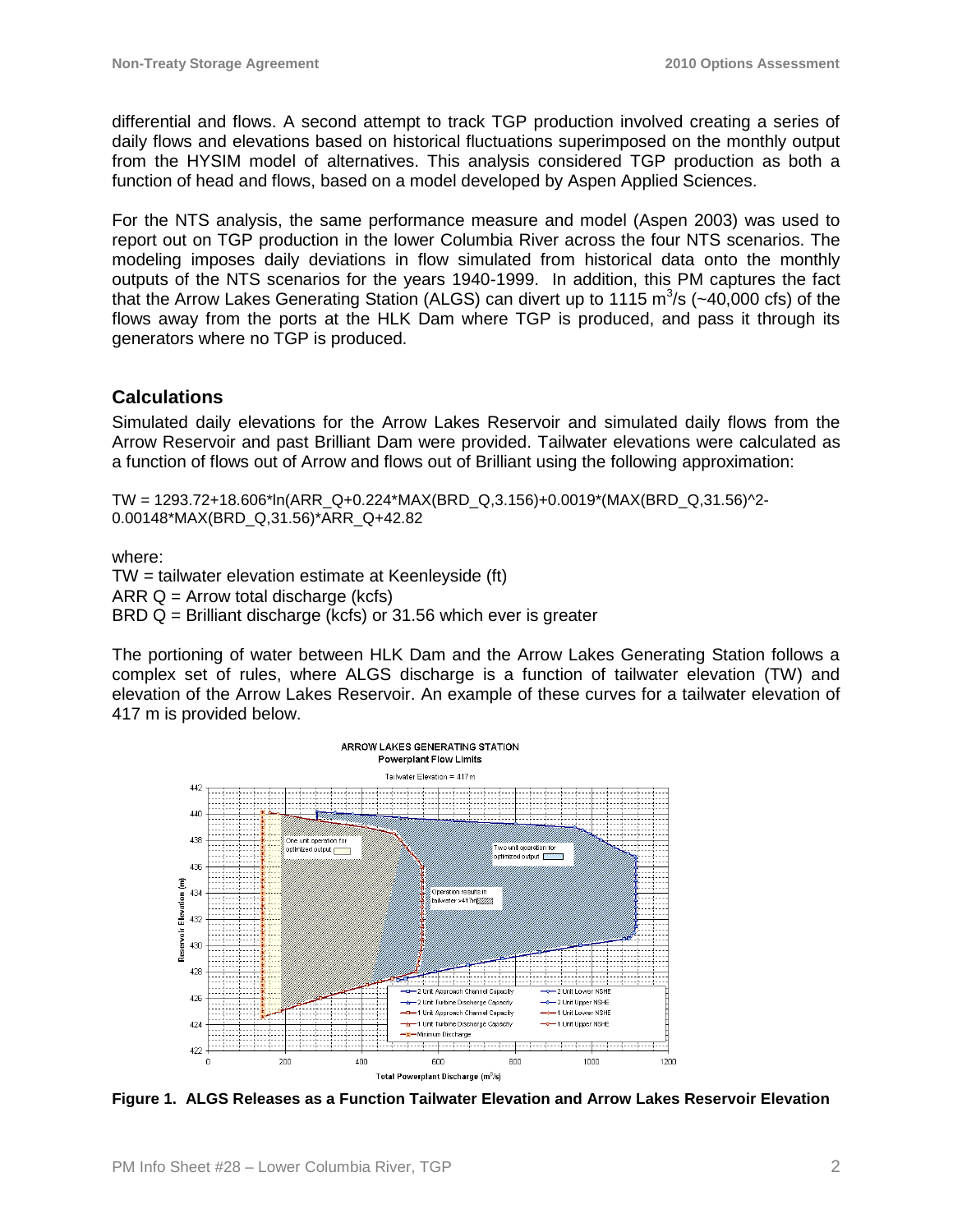differential and flows. A second attempt to track TGP production involved creating a series of daily flows and elevations based on historical fluctuations superimposed on the monthly output from the HYSIM model of alternatives. This analysis considered TGP production as both a function of head and flows, based on a model developed by Aspen Applied Sciences.

For the NTS analysis, the same performance measure and model (Aspen 2003) was used to report out on TGP production in the lower Columbia River across the four NTS scenarios. The modeling imposes daily deviations in flow simulated from historical data onto the monthly outputs of the NTS scenarios for the years 1940-1999. In addition, this PM captures the fact that the Arrow Lakes Generating Station (ALGS) can divert up to 1115 $m^3/s$ (~40,000 cfs) of the flows away from the ports at the HLK Dam where TGP is produced, and pass it through its generators where no TGP is produced.

## Calculations

Simulated daily elevations for the Arrow Lakes Reservoir and simulated daily flows from the Arrow Reservoir and past Brilliant Dam were provided. Tailwater elevations were calculated as a function of flows out of Arrow and flows out of Brilliant using the following approximation:

```
TW = 1293.72+18.606*ln(ARR_Q+0.224*MAX(BRD_Q,3.156)+0.0019*(MAX(BRD_Q,31.56)^2-0.00148*MAX(BRD_Q,31.56)*ARR_Q+42.82
```

where:
TW = tailwater elevation estimate at Keenleyside (ft)
ARR Q = Arrow total discharge (kcfs)
BRD Q = Brilliant discharge (kcfs) or 31.56 which ever is greater

The portioning of water between HLK Dam and the Arrow Lakes Generating Station follows a complex set of rules, where ALGS discharge is a function of tailwater elevation (TW) and elevation of the Arrow Lakes Reservoir. An example of these curves for a tailwater elevation of 417 m is provided below.

**Figure 1. ALGS Releases as a Function Tailwater Elevation and Arrow Lakes Reservoir Elevation**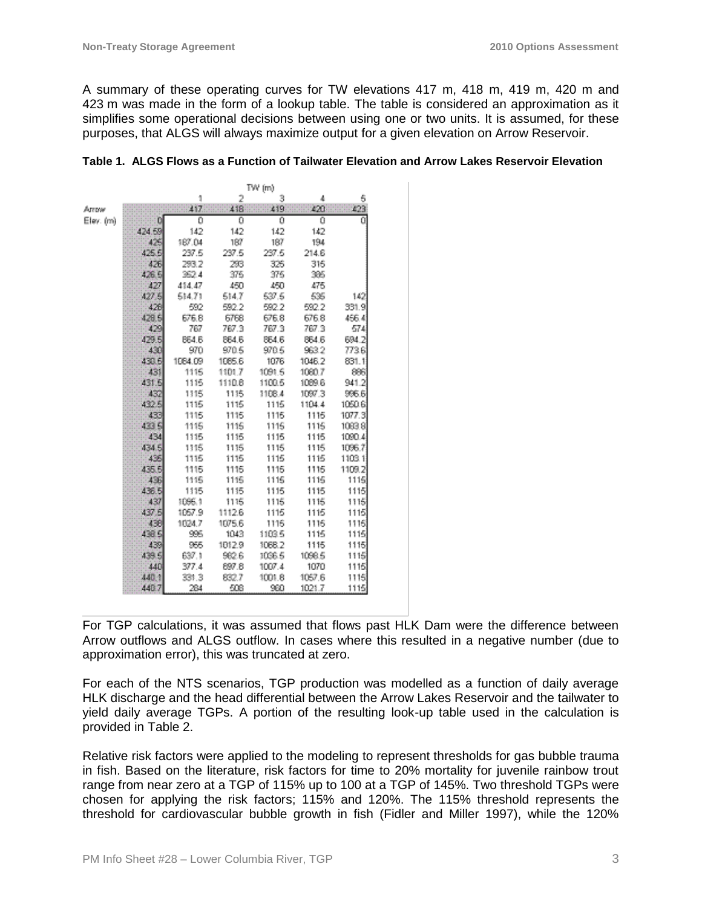A summary of these operating curves for TW elevations 417 m, 418 m, 419 m, 420 m and 423 m was made in the form of a lookup table. The table is considered an approximation as it simplifies some operational decisions between using one or two units. It is assumed, for these purposes, that ALGS will always maximize output for a given elevation on Arrow Reservoir.

**Table 1. ALGS Flows as a Function of Tailwater Elevation and Arrow Lakes Reservoir Elevation**

| | | TW (m) | | | | |
|---|---|---|---|---|---|---|
| | | 1 | 2 | 3 | 4 | 5 |
| Arrow Elev. (m) | | 417 | 418 | 419 | 420 | 423 |
| | 0 | 0 | 0 | 0 | 0 | 0 |
| | 424.59 | 142 | 142 | 142 | 142 | |
| | 425 | 187.04 | 187 | 187 | 194 | |
| | 425.5 | 237.5 | 237.5 | 237.5 | 214.6 | |
| | 426 | 293.2 | 293 | 325 | 315 | |
| | 426.5 | 352.4 | 375 | 375 | 385 | |
| | 427 | 414.47 | 450 | 450 | 475 | |
| | 427.5 | 514.71 | 514.7 | 537.5 | 535 | 142 |
| | 428 | 592 | 592.2 | 592.2 | 592.2 | 331.9 |
| | 428.5 | 676.8 | 6768 | 676.8 | 676.8 | 456.4 |
| | 429 | 767 | 767.3 | 767.3 | 767.3 | 574 |
| | 429.5 | 864.6 | 864.6 | 864.6 | 864.6 | 684.2 |
| | 430 | 970 | 970.5 | 970.5 | 963.2 | 773.6 |
| | 430.5 | 1084.09 | 1085.6 | 1076 | 1046.2 | 831.1 |
| | 431 | 1115 | 1101.7 | 1091.5 | 1080.7 | 886 |
| | 431.5 | 1115 | 1110.8 | 1100.5 | 1089.6 | 941.2 |
| | 432 | 1115 | 1115 | 1108.4 | 1097.3 | 996.6 |
| | 432.5 | 1115 | 1115 | 1115 | 1104.4 | 1050.6 |
| | 433 | 1115 | 1115 | 1115 | 1115 | 1077.3 |
| | 433.5 | 1115 | 1115 | 1115 | 1115 | 1083.8 |
| | 434 | 1115 | 1115 | 1115 | 1115 | 1090.4 |
| | 434.5 | 1115 | 1115 | 1115 | 1115 | 1096.7 |
| | 435 | 1115 | 1115 | 1115 | 1115 | 1103.1 |
| | 435.5 | 1115 | 1115 | 1115 | 1115 | 1109.2 |
| | 436 | 1115 | 1115 | 1115 | 1115 | 1115 |
| | 436.5 | 1115 | 1115 | 1115 | 1115 | 1115 |
| | 437 | 1096.1 | 1115 | 1115 | 1115 | 1115 |
| | 437.5 | 1057.9 | 1112.6 | 1115 | 1115 | 1115 |
| | 438 | 1024.7 | 1075.6 | 1115 | 1115 | 1115 |
| | 438.5 | 995 | 1043 | 1103.5 | 1115 | 1115 |
| | 439 | 955 | 1012.9 | 1068.2 | 1115 | 1115 |
| | 439.5 | 637.1 | 982.6 | 1036.5 | 1098.5 | 1115 |
| | 440 | 377.4 | 897.8 | 1007.4 | 1070 | 1115 |
| | 440.1 | 331.3 | 832.7 | 1001.8 | 1057.6 | 1115 |
| | 440.7 | 284 | 508 | 960 | 1021.7 | 1115 |

For TGP calculations, it was assumed that flows past HLK Dam were the difference between Arrow outflows and ALGS outflow. In cases where this resulted in a negative number (due to approximation error), this was truncated at zero.

For each of the NTS scenarios, TGP production was modelled as a function of daily average HLK discharge and the head differential between the Arrow Lakes Reservoir and the tailwater to yield daily average TGPs. A portion of the resulting look-up table used in the calculation is provided in Table 2.

Relative risk factors were applied to the modeling to represent thresholds for gas bubble trauma in fish. Based on the literature, risk factors for time to 20% mortality for juvenile rainbow trout range from near zero at a TGP of 115% up to 100 at a TGP of 145%. Two threshold TGPs were chosen for applying the risk factors; 115% and 120%. The 115% threshold represents the threshold for cardiovascular bubble growth in fish (Fidler and Miller 1997), while the 120%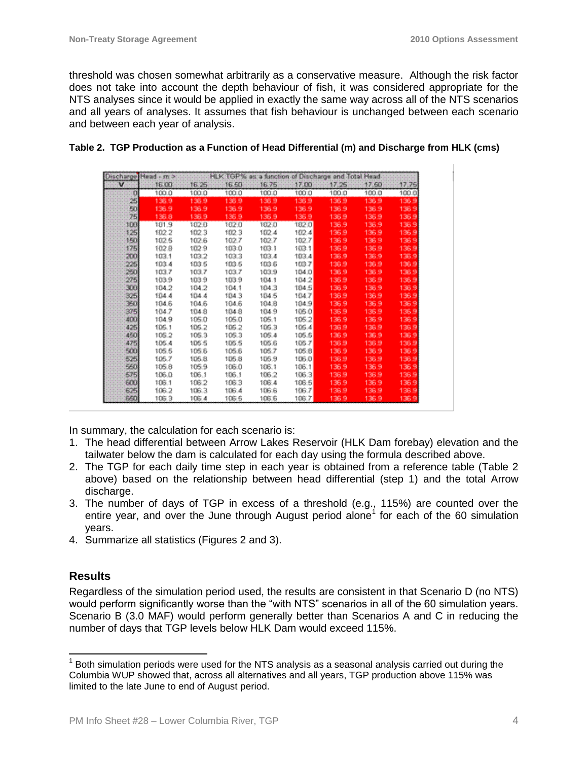threshold was chosen somewhat arbitrarily as a conservative measure. Although the risk factor does not take into account the depth behaviour of fish, it was considered appropriate for the NTS analyses since it would be applied in exactly the same way across all of the NTS scenarios and all years of analyses. It assumes that fish behaviour is unchanged between each scenario and between each year of analysis.

**Table 2. TGP Production as a Function of Head Differential (m) and Discharge from HLK (cms)**

| Discharge | Head - m > | HLK TGP% as a function of Discharge and Total Head | | | | | | |
|---|---|---|---|---|---|---|---|---|
| V | 16.00 | 16.25 | 16.50 | 16.75 | 17.00 | 17.25 | 17.50 | 17.75 |
| 0 | 100.0 | 100.0 | 100.0 | 100.0 | 100.0 | 100.0 | 100.0 | 100.0 |
| 25 | 136.9 | 136.9 | 136.9 | 136.9 | 136.9 | 136.9 | 136.9 | 136.9 |
| 50 | 136.9 | 136.9 | 136.9 | 136.9 | 136.9 | 136.9 | 136.9 | 136.9 |
| 75 | 136.8 | 136.9 | 136.9 | 136.9 | 136.9 | 136.9 | 136.9 | 136.9 |
| 100 | 101.9 | 102.0 | 102.0 | 102.0 | 102.0 | 136.9 | 136.9 | 136.9 |
| 125 | 102.2 | 102.3 | 102.3 | 102.4 | 102.4 | 136.9 | 136.9 | 136.9 |
| 150 | 102.5 | 102.6 | 102.7 | 102.7 | 102.7 | 136.9 | 136.9 | 136.9 |
| 175 | 102.8 | 102.9 | 103.0 | 103.1 | 103.1 | 136.9 | 136.9 | 136.9 |
| 200 | 103.1 | 103.2 | 103.3 | 103.4 | 103.4 | 136.9 | 136.9 | 136.9 |
| 225 | 103.4 | 103.5 | 103.5 | 103.6 | 103.7 | 136.9 | 136.9 | 136.9 |
| 250 | 103.7 | 103.7 | 103.7 | 103.9 | 104.0 | 136.9 | 136.9 | 136.9 |
| 275 | 103.9 | 103.9 | 103.9 | 104.1 | 104.2 | 136.9 | 136.9 | 136.9 |
| 300 | 104.2 | 104.2 | 104.1 | 104.3 | 104.5 | 136.9 | 136.9 | 136.9 |
| 325 | 104.4 | 104.4 | 104.3 | 104.5 | 104.7 | 136.9 | 136.9 | 136.9 |
| 350 | 104.6 | 104.6 | 104.6 | 104.8 | 104.9 | 136.9 | 136.9 | 136.9 |
| 375 | 104.7 | 104.8 | 104.8 | 104.9 | 105.0 | 136.9 | 136.9 | 136.9 |
| 400 | 104.9 | 105.0 | 105.0 | 105.1 | 105.2 | 136.9 | 136.9 | 136.9 |
| 425 | 105.1 | 105.2 | 105.2 | 105.3 | 105.4 | 136.9 | 136.9 | 136.9 |
| 450 | 105.2 | 105.3 | 105.3 | 105.4 | 105.5 | 136.9 | 136.9 | 136.9 |
| 475 | 105.4 | 105.5 | 105.5 | 105.6 | 105.7 | 136.9 | 136.9 | 136.9 |
| 500 | 105.5 | 105.6 | 105.6 | 105.7 | 105.8 | 136.9 | 136.9 | 136.9 |
| 525 | 105.7 | 105.8 | 105.8 | 105.9 | 106.0 | 136.9 | 136.9 | 136.9 |
| 550 | 105.8 | 105.9 | 106.0 | 106.1 | 106.1 | 136.9 | 136.9 | 136.9 |
| 575 | 106.0 | 106.1 | 106.1 | 106.2 | 106.3 | 136.9 | 136.9 | 136.9 |
| 600 | 106.1 | 106.2 | 106.3 | 106.4 | 106.5 | 136.9 | 136.9 | 136.9 |
| 625 | 106.2 | 106.3 | 106.4 | 106.6 | 106.7 | 136.9 | 136.9 | 136.9 |
| 650 | 106.3 | 106.4 | 106.5 | 106.6 | 106.7 | 136.9 | 136.9 | 136.9 |

In summary, the calculation for each scenario is:

1. The head differential between Arrow Lakes Reservoir (HLK Dam forebay) elevation and the tailwater below the dam is calculated for each day using the formula described above.
2. The TGP for each daily time step in each year is obtained from a reference table (Table 2 above) based on the relationship between head differential (step 1) and the total Arrow discharge.
3. The number of days of TGP in excess of a threshold (e.g., 115%) are counted over the entire year, and over the June through August period alone[1] for each of the 60 simulation years.
4. Summarize all statistics (Figures 2 and 3).

## Results

Regardless of the simulation period used, the results are consistent in that Scenario D (no NTS) would perform significantly worse than the "with NTS" scenarios in all of the 60 simulation years. Scenario B (3.0 MAF) would perform generally better than Scenarios A and C in reducing the number of days that TGP levels below HLK Dam would exceed 115%.

[1] Both simulation periods were used for the NTS analysis as a seasonal analysis carried out during the Columbia WUP showed that, across all alternatives and all years, TGP production above 115% was limited to the late June to end of August period.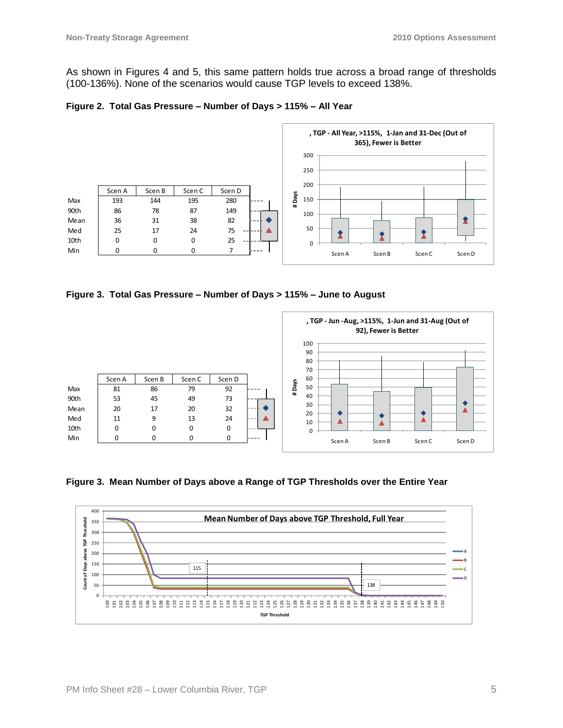As shown in Figures 4 and 5, this same pattern holds true across a broad range of thresholds (100-136%). None of the scenarios would cause TGP levels to exceed 138%.

**Figure 2. Total Gas Pressure – Number of Days > 115% – All Year**

|  | Scen A | Scen B | Scen C | Scen D |
|---|---|---|---|---|
| Max | 193 | 144 | 195 | 280 |
| 90th | 86 | 78 | 87 | 149 |
| Mean | 36 | 31 | 38 | 82 |
| Med | 25 | 17 | 24 | 75 |
| 10th | 0 | 0 | 0 | 25 |
| Min | 0 | 0 | 0 | 7 |

**Figure 3. Total Gas Pressure – Number of Days > 115% – June to August**

|  | Scen A | Scen B | Scen C | Scen D |
|---|---|---|---|---|
| Max | 81 | 86 | 79 | 92 |
| 90th | 53 | 45 | 49 | 73 |
| Mean | 20 | 17 | 20 | 32 |
| Med | 11 | 9 | 13 | 24 |
| 10th | 0 | 0 | 0 | 0 |
| Min | 0 | 0 | 0 | 0 |

**Figure 3. Mean Number of Days above a Range of TGP Thresholds over the Entire Year**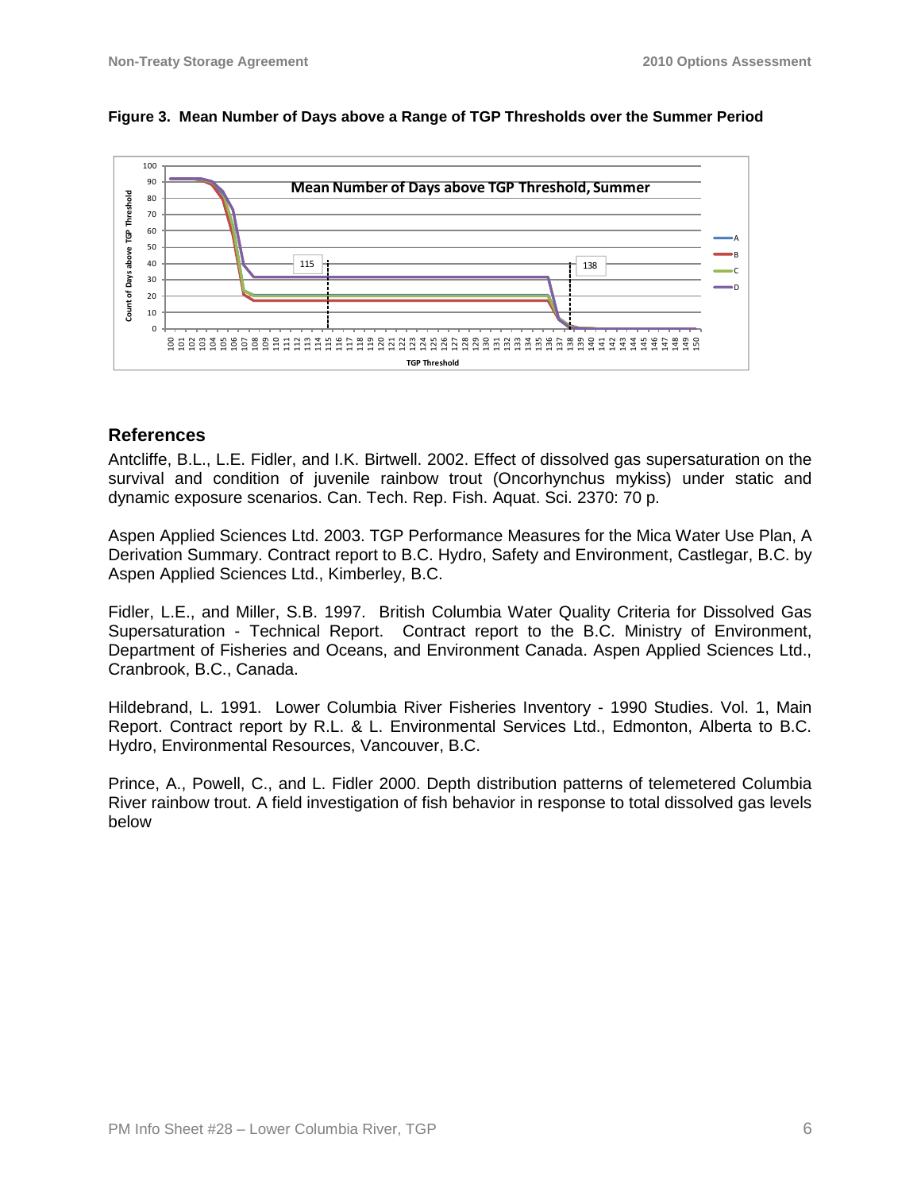**Figure 3. Mean Number of Days above a Range of TGP Thresholds over the Summer Period**

Mean Number of Days above TGP Threshold, Summer

Count of Days above TGP Threshold

100
90
80
70
60
50
40
30
20
10
0

115

138

A
B
C
D

100 101 102 103 104 105 106 107 108 109 110 111 112 113 114 115 116 117 118 119 120 121 122 123 124 125 126 127 128 129 130 131 132 133 134 135 136 137 138 139 140 141 142 143 144 145 146 147 148 149 150

TGP Threshold

## References

Antcliffe, B.L., L.E. Fidler, and I.K. Birtwell. 2002. Effect of dissolved gas supersaturation on the survival and condition of juvenile rainbow trout (Oncorhynchus mykiss) under static and dynamic exposure scenarios. Can. Tech. Rep. Fish. Aquat. Sci. 2370: 70 p.

Aspen Applied Sciences Ltd. 2003. TGP Performance Measures for the Mica Water Use Plan, A Derivation Summary. Contract report to B.C. Hydro, Safety and Environment, Castlegar, B.C. by Aspen Applied Sciences Ltd., Kimberley, B.C.

Fidler, L.E., and Miller, S.B. 1997. British Columbia Water Quality Criteria for Dissolved Gas Supersaturation - Technical Report. Contract report to the B.C. Ministry of Environment, Department of Fisheries and Oceans, and Environment Canada. Aspen Applied Sciences Ltd., Cranbrook, B.C., Canada.

Hildebrand, L. 1991. Lower Columbia River Fisheries Inventory - 1990 Studies. Vol. 1, Main Report. Contract report by R.L. & L. Environmental Services Ltd., Edmonton, Alberta to B.C. Hydro, Environmental Resources, Vancouver, B.C.

Prince, A., Powell, C., and L. Fidler 2000. Depth distribution patterns of telemetered Columbia River rainbow trout. A field investigation of fish behavior in response to total dissolved gas levels below